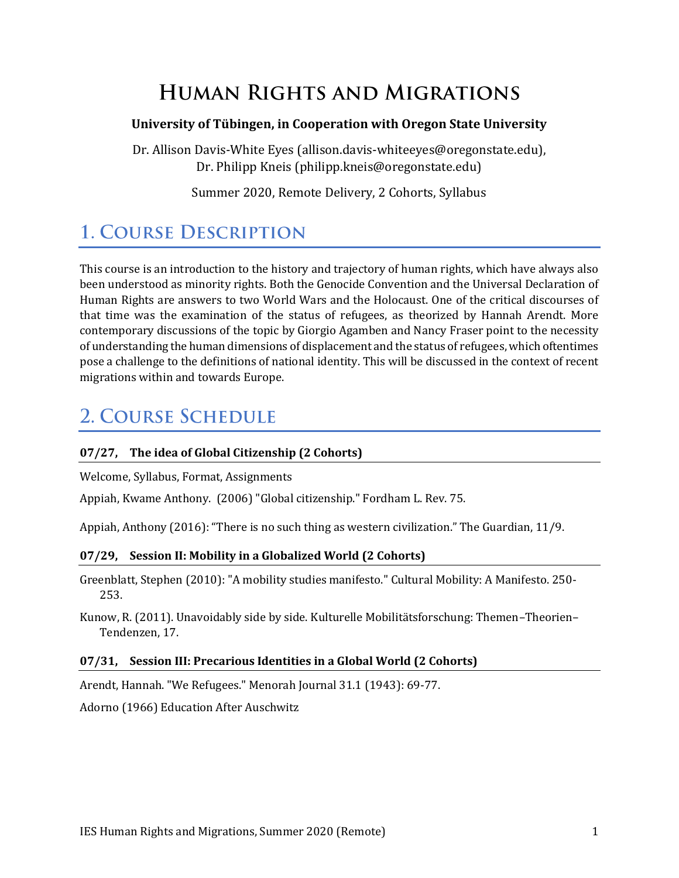# Human Rights and Migrations

**University of Tübingen, in Cooperation with Oregon State University**

Dr. Allison Davis-White Eyes (allison.davis-whiteeyes@oregonstate.edu), Dr. Philipp Kneis (philipp.kneis@oregonstate.edu)

Summer 2020, Remote Delivery, 2 Cohorts, Syllabus

## 1. Course Description

This course is an introduction to the history and trajectory of human rights, which have always also been understood as minority rights. Both the Genocide Convention and the Universal Declaration of Human Rights are answers to two World Wars and the Holocaust. One of the critical discourses of that time was the examination of the status of refugees, as theorized by Hannah Arendt. More contemporary discussions of the topic by Giorgio Agamben and Nancy Fraser point to the necessity of understanding the human dimensions of displacement and the status of refugees, which oftentimes pose a challenge to the definitions of national identity. This will be discussed in the context of recent migrations within and towards Europe.

## 2. Course Schedule

### 07/27, The idea of Global Citizenship (2 Cohorts)

Welcome, Syllabus, Format, Assignments

Appiah, Kwame Anthony. (2006) "Global citizenship." Fordham L. Rev. 75.

Appiah, Anthony (2016): "There is no such thing as western civilization." The Guardian, 11/9.

### 07/29, Session II: Mobility in a Globalized World (2 Cohorts)

Greenblatt, Stephen (2010): "A mobility studies manifesto." Cultural Mobility: A Manifesto. 250-253.

Kunow, R. (2011). Unavoidably side by side. Kulturelle Mobilitätsforschung: Themen–Theorien–Tendenzen, 17.

### 07/31, Session III: Precarious Identities in a Global World (2 Cohorts)

Arendt, Hannah. "We Refugees." Menorah Journal 31.1 (1943): 69-77.

Adorno (1966) Education After Auschwitz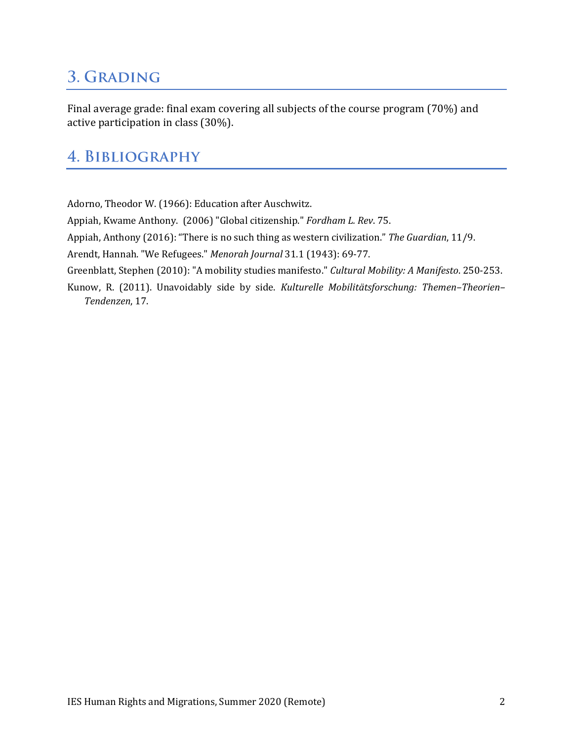## 3. Grading

Final average grade: final exam covering all subjects of the course program (70%) and active participation in class (30%).

## 4. Bibliography

Adorno, Theodor W. (1966): Education after Auschwitz.

Appiah, Kwame Anthony. (2006) "Global citizenship." *Fordham L. Rev*. 75.

Appiah, Anthony (2016): "There is no such thing as western civilization." *The Guardian*, 11/9.

Arendt, Hannah. "We Refugees." *Menorah Journal* 31.1 (1943): 69-77.

Greenblatt, Stephen (2010): "A mobility studies manifesto." *Cultural Mobility: A Manifesto*. 250-253.

Kunow, R. (2011). Unavoidably side by side. *Kulturelle Mobilitätsforschung: Themen–Theorien–Tendenzen*, 17.